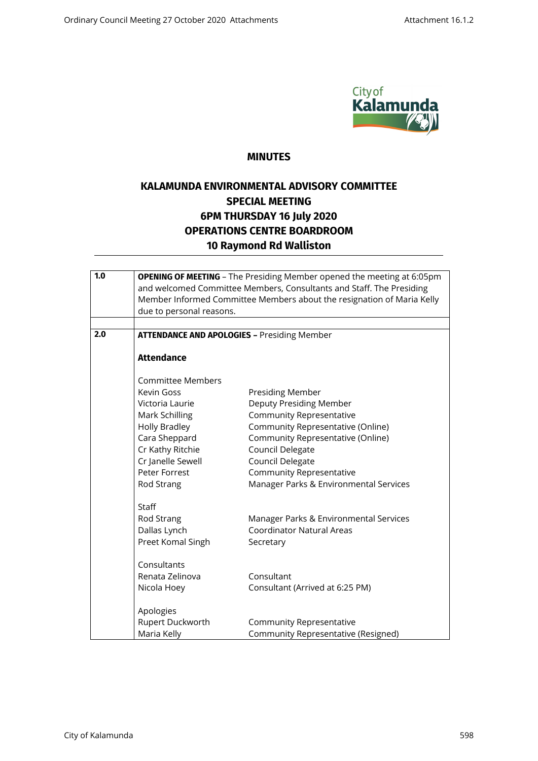# MINUTES

## KALAMUNDA ENVIRONMENTAL ADVISORY COMMITTEE
## SPECIAL MEETING
## 6PM THURSDAY 16 July 2020
## OPERATIONS CENTRE BOARDROOM
## 10 Raymond Rd Walliston

| | |
|---|---|
| **1.0** | **OPENING OF MEETING** – The Presiding Member opened the meeting at 6:05pm and welcomed Committee Members, Consultants and Staff. The Presiding Member Informed Committee Members about the resignation of Maria Kelly due to personal reasons. |
| | |
| **2.0** | **ATTENDANCE AND APOLOGIES –** Presiding Member |

**Attendance**

| | |
|---|---|
| Committee Members | |
| Kevin Goss | Presiding Member |
| Victoria Laurie | Deputy Presiding Member |
| Mark Schilling | Community Representative |
| Holly Bradley | Community Representative (Online) |
| Cara Sheppard | Community Representative (Online) |
| Cr Kathy Ritchie | Council Delegate |
| Cr Janelle Sewell | Council Delegate |
| Peter Forrest | Community Representative |
| Rod Strang | Manager Parks & Environmental Services |
| | |
| Staff | |
| Rod Strang | Manager Parks & Environmental Services |
| Dallas Lynch | Coordinator Natural Areas |
| Preet Komal Singh | Secretary |
| | |
| Consultants | |
| Renata Zelinova | Consultant |
| Nicola Hoey | Consultant (Arrived at 6:25 PM) |
| | |
| Apologies | |
| Rupert Duckworth | Community Representative |
| Maria Kelly | Community Representative (Resigned) |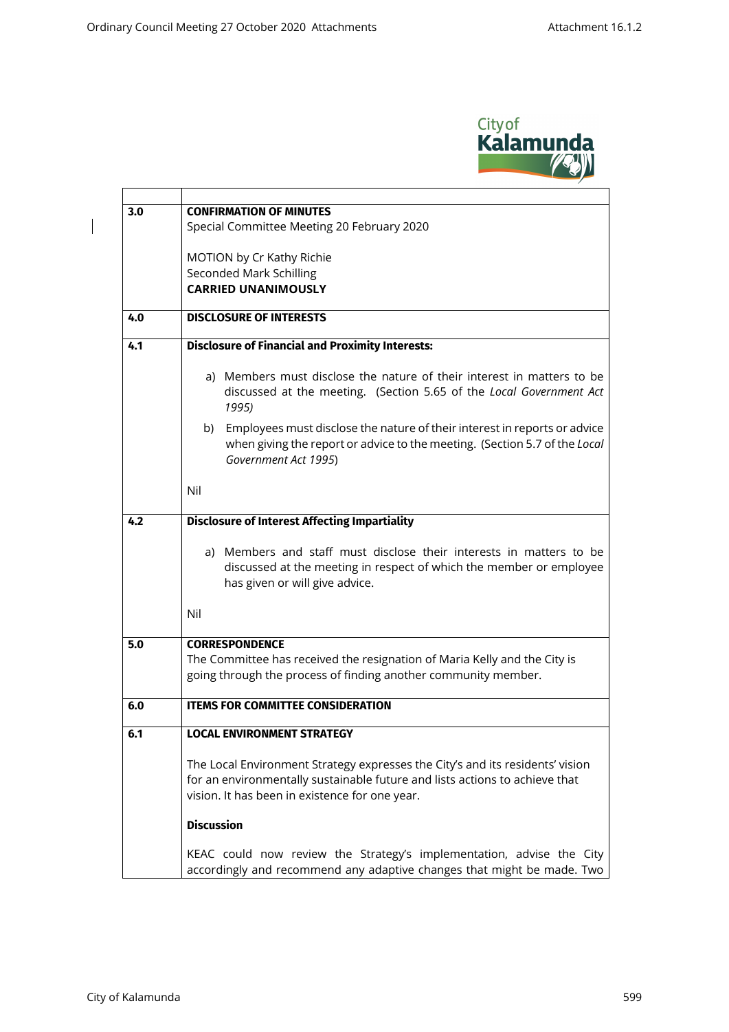| | |
|---|---|
| **3.0** | **CONFIRMATION OF MINUTES**<br>Special Committee Meeting 20 February 2020<br><br>MOTION by Cr Kathy Richie<br>Seconded Mark Schilling<br>**CARRIED UNANIMOUSLY** |
| **4.0** | **DISCLOSURE OF INTERESTS** |
| **4.1** | **Disclosure of Financial and Proximity Interests:**<br><br>a) Members must disclose the nature of their interest in matters to be discussed at the meeting. (Section 5.65 of the *Local Government Act 1995)*<br><br>b) Employees must disclose the nature of their interest in reports or advice when giving the report or advice to the meeting. (Section 5.7 of the *Local Government Act 1995*)<br><br>Nil |
| **4.2** | **Disclosure of Interest Affecting Impartiality**<br><br>a) Members and staff must disclose their interests in matters to be discussed at the meeting in respect of which the member or employee has given or will give advice.<br><br>Nil |
| **5.0** | **CORRESPONDENCE**<br>The Committee has received the resignation of Maria Kelly and the City is going through the process of finding another community member. |
| **6.0** | **ITEMS FOR COMMITTEE CONSIDERATION** |
| **6.1** | **LOCAL ENVIRONMENT STRATEGY**<br><br>The Local Environment Strategy expresses the City's and its residents' vision for an environmentally sustainable future and lists actions to achieve that vision. It has been in existence for one year.<br><br>**Discussion**<br><br>KEAC could now review the Strategy's implementation, advise the City accordingly and recommend any adaptive changes that might be made. Two |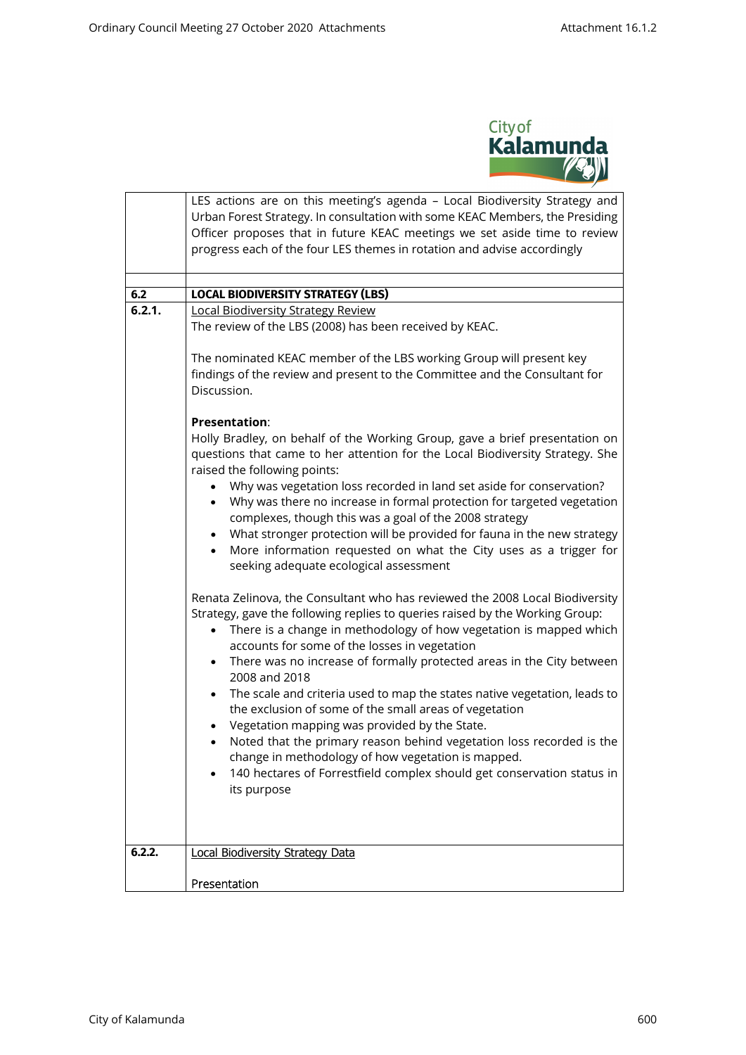| | |
|---|---|
| | LES actions are on this meeting's agenda – Local Biodiversity Strategy and Urban Forest Strategy. In consultation with some KEAC Members, the Presiding Officer proposes that in future KEAC meetings we set aside time to review progress each of the four LES themes in rotation and advise accordingly |
| | |
| **6.2** | **LOCAL BIODIVERSITY STRATEGY (LBS)** |
| **6.2.1.** | Local Biodiversity Strategy Review<br>The review of the LBS (2008) has been received by KEAC.<br><br>The nominated KEAC member of the LBS working Group will present key findings of the review and present to the Committee and the Consultant for Discussion.<br><br>**Presentation**:<br>Holly Bradley, on behalf of the Working Group, gave a brief presentation on questions that came to her attention for the Local Biodiversity Strategy. She raised the following points:<br>• Why was vegetation loss recorded in land set aside for conservation?<br>• Why was there no increase in formal protection for targeted vegetation complexes, though this was a goal of the 2008 strategy<br>• What stronger protection will be provided for fauna in the new strategy<br>• More information requested on what the City uses as a trigger for seeking adequate ecological assessment<br><br>Renata Zelinova, the Consultant who has reviewed the 2008 Local Biodiversity Strategy, gave the following replies to queries raised by the Working Group:<br>• There is a change in methodology of how vegetation is mapped which accounts for some of the losses in vegetation<br>• There was no increase of formally protected areas in the City between 2008 and 2018<br>• The scale and criteria used to map the states native vegetation, leads to the exclusion of some of the small areas of vegetation<br>• Vegetation mapping was provided by the State.<br>• Noted that the primary reason behind vegetation loss recorded is the change in methodology of how vegetation is mapped.<br>• 140 hectares of Forrestfield complex should get conservation status in its purpose |
| **6.2.2.** | Local Biodiversity Strategy Data<br><br>Presentation |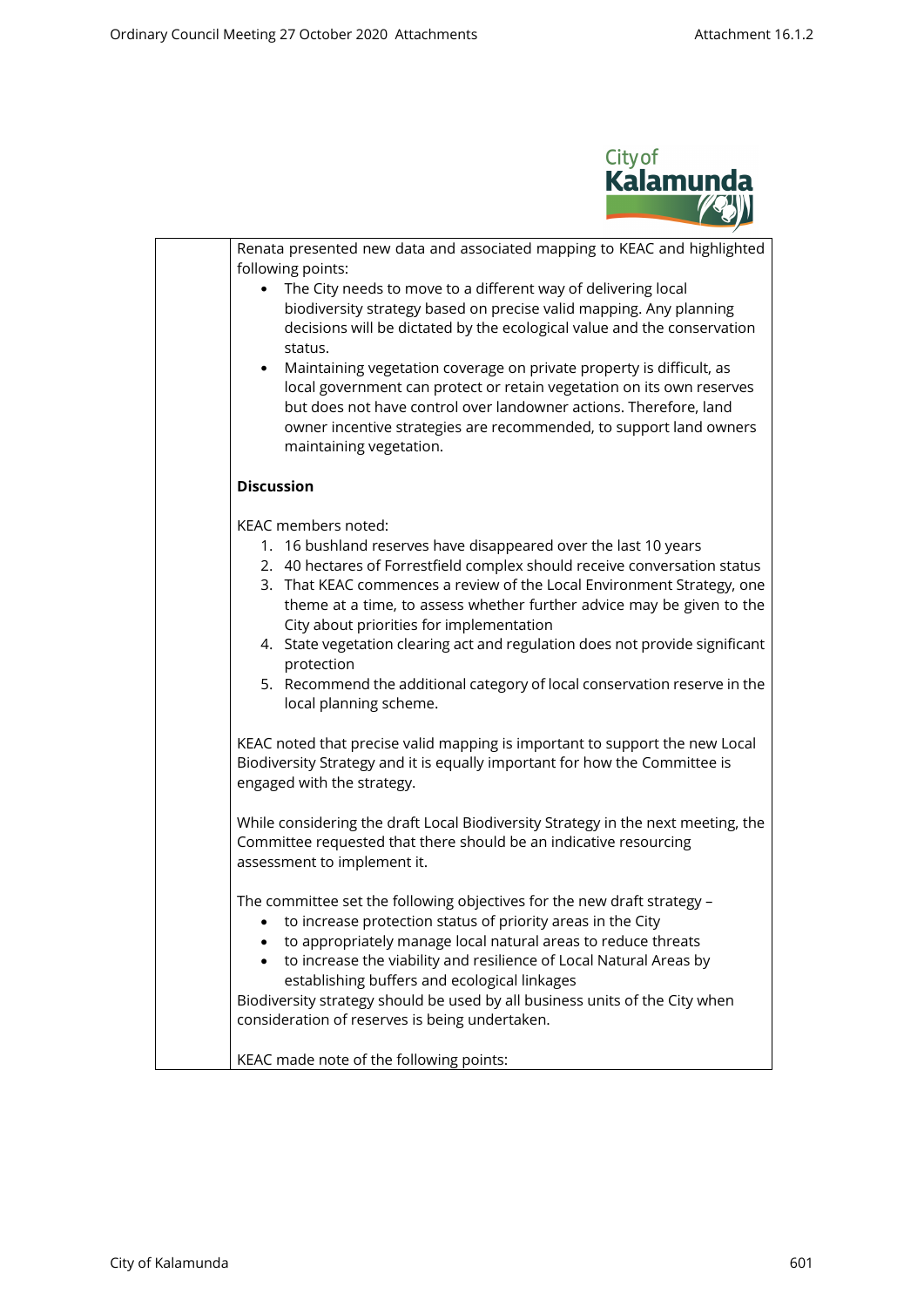Renata presented new data and associated mapping to KEAC and highlighted following points:

- The City needs to move to a different way of delivering local biodiversity strategy based on precise valid mapping. Any planning decisions will be dictated by the ecological value and the conservation status.
- Maintaining vegetation coverage on private property is difficult, as local government can protect or retain vegetation on its own reserves but does not have control over landowner actions. Therefore, land owner incentive strategies are recommended, to support land owners maintaining vegetation.

**Discussion**

KEAC members noted:

1. 16 bushland reserves have disappeared over the last 10 years
2. 40 hectares of Forrestfield complex should receive conversation status
3. That KEAC commences a review of the Local Environment Strategy, one theme at a time, to assess whether further advice may be given to the City about priorities for implementation
4. State vegetation clearing act and regulation does not provide significant protection
5. Recommend the additional category of local conservation reserve in the local planning scheme.

KEAC noted that precise valid mapping is important to support the new Local Biodiversity Strategy and it is equally important for how the Committee is engaged with the strategy.

While considering the draft Local Biodiversity Strategy in the next meeting, the Committee requested that there should be an indicative resourcing assessment to implement it.

The committee set the following objectives for the new draft strategy –

- to increase protection status of priority areas in the City
- to appropriately manage local natural areas to reduce threats
- to increase the viability and resilience of Local Natural Areas by establishing buffers and ecological linkages

Biodiversity strategy should be used by all business units of the City when consideration of reserves is being undertaken.

KEAC made note of the following points: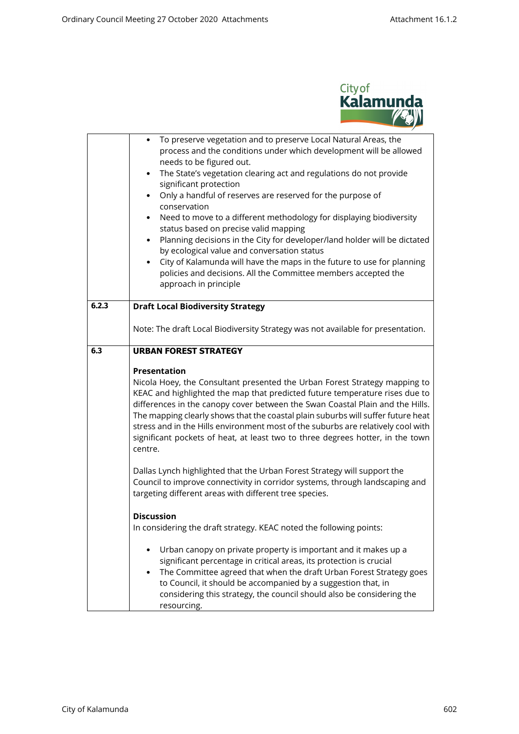| | |
|---|---|
| | • To preserve vegetation and to preserve Local Natural Areas, the process and the conditions under which development will be allowed needs to be figured out.<br>• The State's vegetation clearing act and regulations do not provide significant protection<br>• Only a handful of reserves are reserved for the purpose of conservation<br>• Need to move to a different methodology for displaying biodiversity status based on precise valid mapping<br>• Planning decisions in the City for developer/land holder will be dictated by ecological value and conversation status<br>• City of Kalamunda will have the maps in the future to use for planning policies and decisions. All the Committee members accepted the approach in principle |
| **6.2.3** | **Draft Local Biodiversity Strategy**<br><br>Note: The draft Local Biodiversity Strategy was not available for presentation. |
| **6.3** | **URBAN FOREST STRATEGY**<br><br>**Presentation**<br>Nicola Hoey, the Consultant presented the Urban Forest Strategy mapping to KEAC and highlighted the map that predicted future temperature rises due to differences in the canopy cover between the Swan Coastal Plain and the Hills. The mapping clearly shows that the coastal plain suburbs will suffer future heat stress and in the Hills environment most of the suburbs are relatively cool with significant pockets of heat, at least two to three degrees hotter, in the town centre.<br><br>Dallas Lynch highlighted that the Urban Forest Strategy will support the Council to improve connectivity in corridor systems, through landscaping and targeting different areas with different tree species.<br><br>**Discussion**<br>In considering the draft strategy. KEAC noted the following points:<br><br>• Urban canopy on private property is important and it makes up a significant percentage in critical areas, its protection is crucial<br>• The Committee agreed that when the draft Urban Forest Strategy goes to Council, it should be accompanied by a suggestion that, in considering this strategy, the council should also be considering the resourcing. |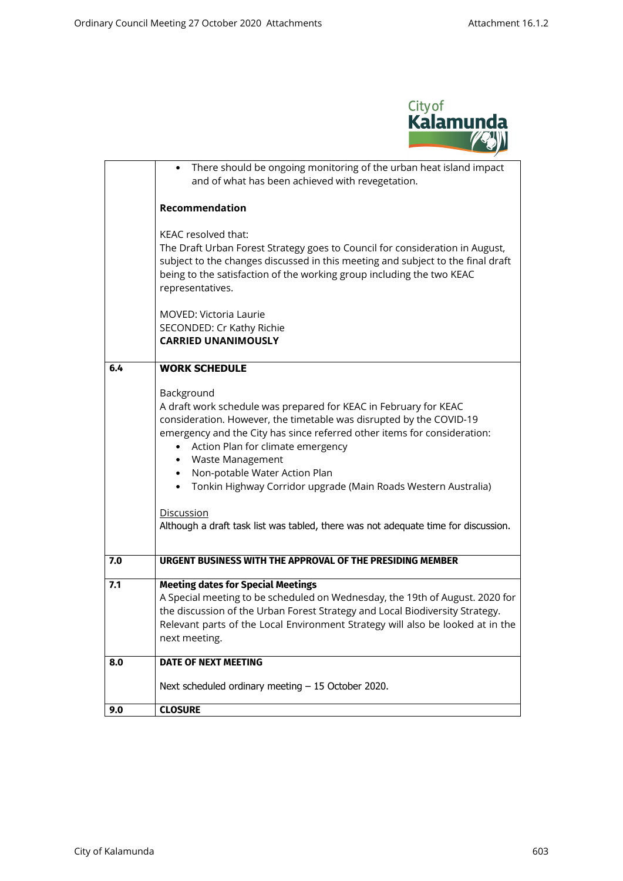| | |
|---|---|
| | • There should be ongoing monitoring of the urban heat island impact and of what has been achieved with revegetation.<br><br>**Recommendation**<br><br>KEAC resolved that:<br>The Draft Urban Forest Strategy goes to Council for consideration in August, subject to the changes discussed in this meeting and subject to the final draft being to the satisfaction of the working group including the two KEAC representatives.<br><br>MOVED: Victoria Laurie<br>SECONDED: Cr Kathy Richie<br>**CARRIED UNANIMOUSLY** |
| **6.4** | **WORK SCHEDULE**<br><br>Background<br>A draft work schedule was prepared for KEAC in February for KEAC consideration. However, the timetable was disrupted by the COVID-19 emergency and the City has since referred other items for consideration:<br>• Action Plan for climate emergency<br>• Waste Management<br>• Non-potable Water Action Plan<br>• Tonkin Highway Corridor upgrade (Main Roads Western Australia)<br><br>Discussion<br>Although a draft task list was tabled, there was not adequate time for discussion. |
| **7.0** | **URGENT BUSINESS WITH THE APPROVAL OF THE PRESIDING MEMBER** |
| **7.1** | **Meeting dates for Special Meetings**<br>A Special meeting to be scheduled on Wednesday, the 19th of August. 2020 for the discussion of the Urban Forest Strategy and Local Biodiversity Strategy. Relevant parts of the Local Environment Strategy will also be looked at in the next meeting. |
| **8.0** | **DATE OF NEXT MEETING**<br><br>Next scheduled ordinary meeting – 15 October 2020. |
| **9.0** | **CLOSURE** |